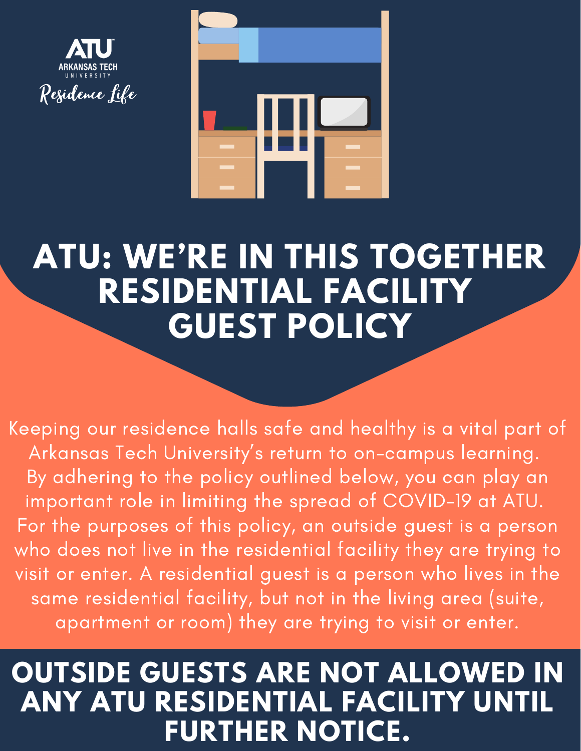ATU
ARKANSAS TECH
UNIVERSITY
*Residence Life*

# ATU: WE'RE IN THIS TOGETHER RESIDENTIAL FACILITY GUEST POLICY

Keeping our residence halls safe and healthy is a vital part of Arkansas Tech University's return to on-campus learning. By adhering to the policy outlined below, you can play an important role in limiting the spread of COVID-19 at ATU. For the purposes of this policy, an outside guest is a person who does not live in the residential facility they are trying to visit or enter. A residential guest is a person who lives in the same residential facility, but not in the living area (suite, apartment or room) they are trying to visit or enter.

## OUTSIDE GUESTS ARE NOT ALLOWED IN ANY ATU RESIDENTIAL FACILITY UNTIL FURTHER NOTICE.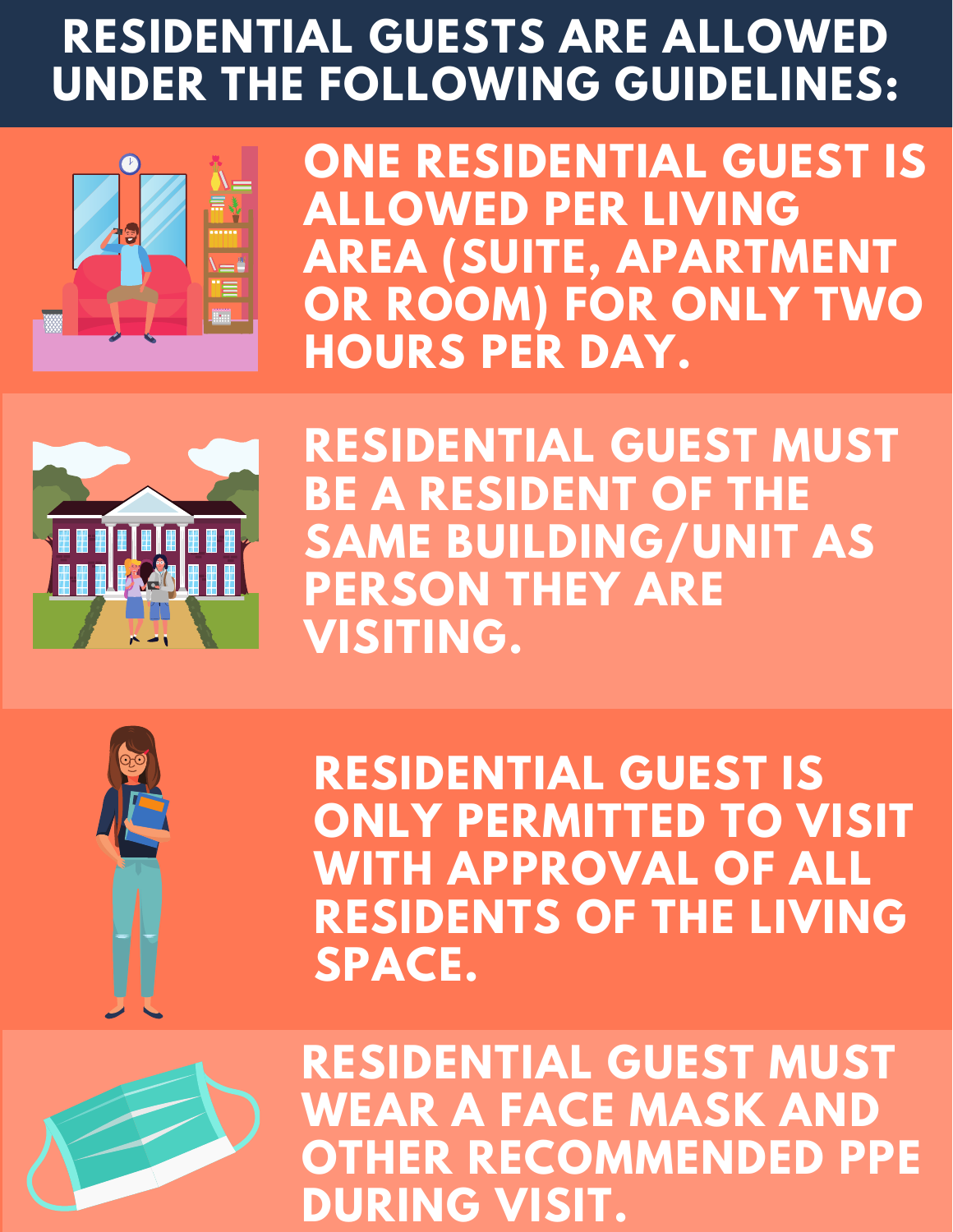# RESIDENTIAL GUESTS ARE ALLOWED UNDER THE FOLLOWING GUIDELINES:

- **ONE RESIDENTIAL GUEST IS ALLOWED PER LIVING AREA (SUITE, APARTMENT OR ROOM) FOR ONLY TWO HOURS PER DAY.**

- **RESIDENTIAL GUEST MUST BE A RESIDENT OF THE SAME BUILDING/UNIT AS PERSON THEY ARE VISITING.**

- **RESIDENTIAL GUEST IS ONLY PERMITTED TO VISIT WITH APPROVAL OF ALL RESIDENTS OF THE LIVING SPACE.**

- **RESIDENTIAL GUEST MUST WEAR A FACE MASK AND OTHER RECOMMENDED PPE DURING VISIT.**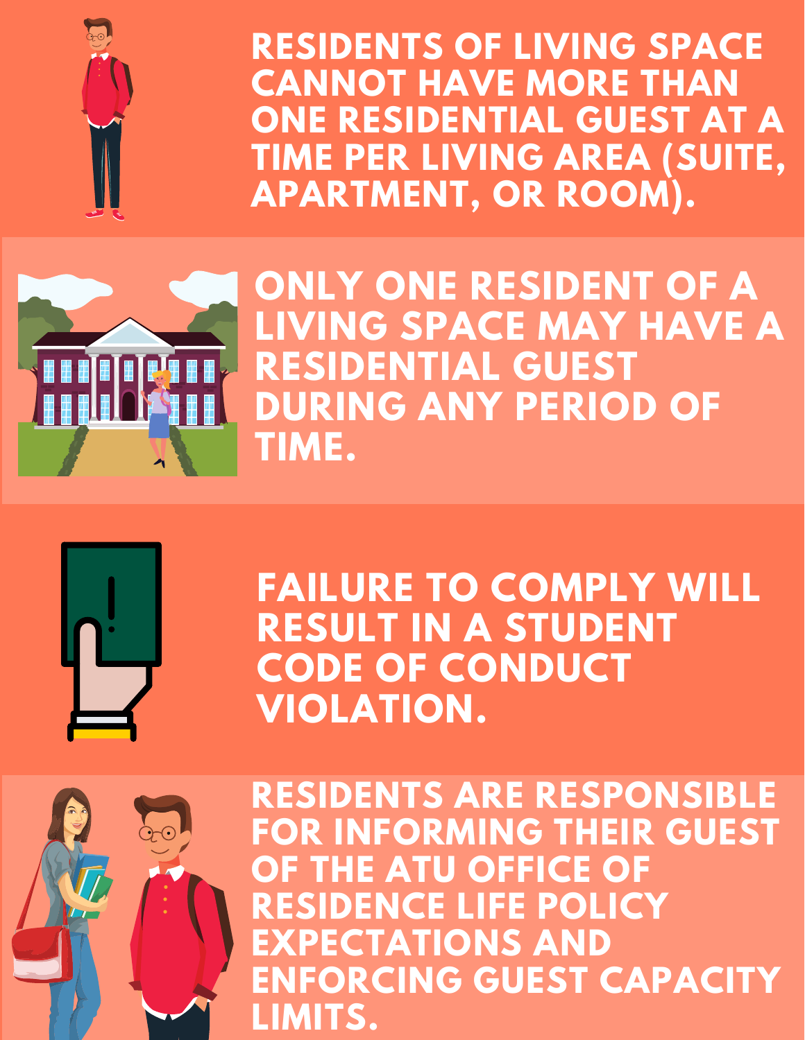RESIDENTS OF LIVING SPACE CANNOT HAVE MORE THAN ONE RESIDENTIAL GUEST AT A TIME PER LIVING AREA (SUITE, APARTMENT, OR ROOM).

ONLY ONE RESIDENT OF A LIVING SPACE MAY HAVE A RESIDENTIAL GUEST DURING ANY PERIOD OF TIME.

FAILURE TO COMPLY WILL RESULT IN A STUDENT CODE OF CONDUCT VIOLATION.

RESIDENTS ARE RESPONSIBLE FOR INFORMING THEIR GUEST OF THE ATU OFFICE OF RESIDENCE LIFE POLICY EXPECTATIONS AND ENFORCING GUEST CAPACITY LIMITS.